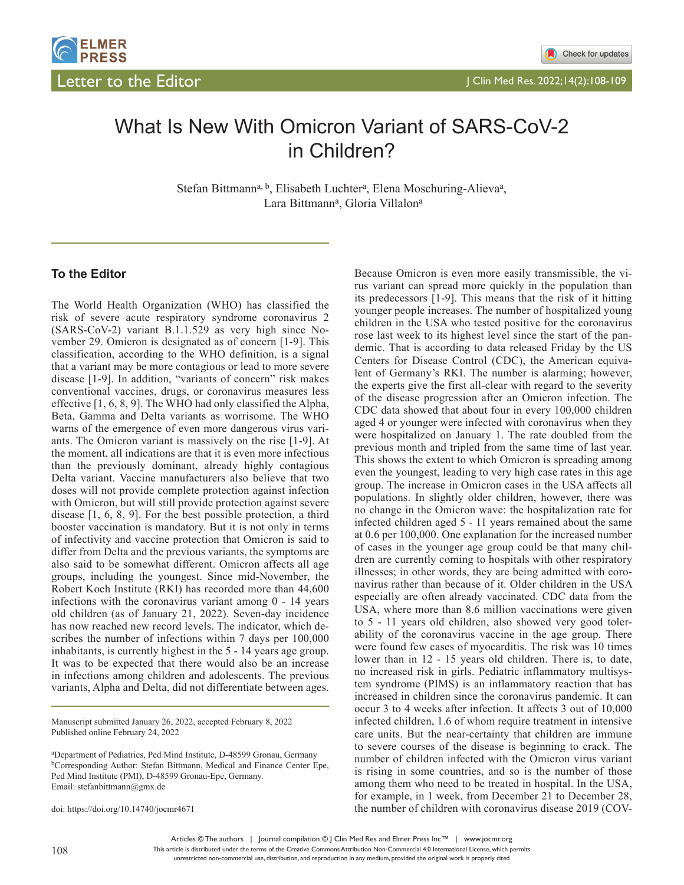# What Is New With Omicron Variant of SARS-CoV-2 in Children?

Stefan Bittmann[a, b], Elisabeth Luchter[a], Elena Moschuring-Alieva[a], Lara Bittmann[a], Gloria Villalon[a]

## To the Editor

The World Health Organization (WHO) has classified the risk of severe acute respiratory syndrome coronavirus 2 (SARS-CoV-2) variant B.1.1.529 as very high since November 29. Omicron is designated as of concern [1-9]. This classification, according to the WHO definition, is a signal that a variant may be more contagious or lead to more severe disease [1-9]. In addition, "variants of concern" risk makes conventional vaccines, drugs, or coronavirus measures less effective [1, 6, 8, 9]. The WHO had only classified the Alpha, Beta, Gamma and Delta variants as worrisome. The WHO warns of the emergence of even more dangerous virus variants. The Omicron variant is massively on the rise [1-9]. At the moment, all indications are that it is even more infectious than the previously dominant, already highly contagious Delta variant. Vaccine manufacturers also believe that two doses will not provide complete protection against infection with Omicron, but will still provide protection against severe disease [1, 6, 8, 9]. For the best possible protection, a third booster vaccination is mandatory. But it is not only in terms of infectivity and vaccine protection that Omicron is said to differ from Delta and the previous variants, the symptoms are also said to be somewhat different. Omicron affects all age groups, including the youngest. Since mid-November, the Robert Koch Institute (RKI) has recorded more than 44,600 infections with the coronavirus variant among 0 - 14 years old children (as of January 21, 2022). Seven-day incidence has now reached new record levels. The indicator, which describes the number of infections within 7 days per 100,000 inhabitants, is currently highest in the 5 - 14 years age group. It was to be expected that there would also be an increase in infections among children and adolescents. The previous variants, Alpha and Delta, did not differentiate between ages. Because Omicron is even more easily transmissible, the virus variant can spread more quickly in the population than its predecessors [1-9]. This means that the risk of it hitting younger people increases. The number of hospitalized young children in the USA who tested positive for the coronavirus rose last week to its highest level since the start of the pandemic. That is according to data released Friday by the US Centers for Disease Control (CDC), the American equivalent of Germany's RKI. The number is alarming; however, the experts give the first all-clear with regard to the severity of the disease progression after an Omicron infection. The CDC data showed that about four in every 100,000 children aged 4 or younger were infected with coronavirus when they were hospitalized on January 1. The rate doubled from the previous month and tripled from the same time of last year. This shows the extent to which Omicron is spreading among even the youngest, leading to very high case rates in this age group. The increase in Omicron cases in the USA affects all populations. In slightly older children, however, there was no change in the Omicron wave: the hospitalization rate for infected children aged 5 - 11 years remained about the same at 0.6 per 100,000. One explanation for the increased number of cases in the younger age group could be that many children are currently coming to hospitals with other respiratory illnesses; in other words, they are being admitted with coronavirus rather than because of it. Older children in the USA especially are often already vaccinated. CDC data from the USA, where more than 8.6 million vaccinations were given to 5 - 11 years old children, also showed very good tolerability of the coronavirus vaccine in the age group. There were found few cases of myocarditis. The risk was 10 times lower than in 12 - 15 years old children. There is, to date, no increased risk in girls. Pediatric inflammatory multisystem syndrome (PIMS) is an inflammatory reaction that has increased in children since the coronavirus pandemic. It can occur 3 to 4 weeks after infection. It affects 3 out of 10,000 infected children, 1.6 of whom require treatment in intensive care units. But the near-certainty that children are immune to severe courses of the disease is beginning to crack. The number of children infected with the Omicron virus variant is rising in some countries, and so is the number of those among them who need to be treated in hospital. In the USA, for example, in 1 week, from December 21 to December 28, the number of children with coronavirus disease 2019 (COV-

Manuscript submitted January 26, 2022, accepted February 8, 2022
Published online February 24, 2022

[a]Department of Pediatrics, Ped Mind Institute, D-48599 Gronau, Germany
[b]Corresponding Author: Stefan Bittmann, Medical and Finance Center Epe, Ped Mind Institute (PMI), D-48599 Gronau-Epe, Germany. Email: stefanbittmann@gmx.de

doi: https://doi.org/10.14740/jocmr4671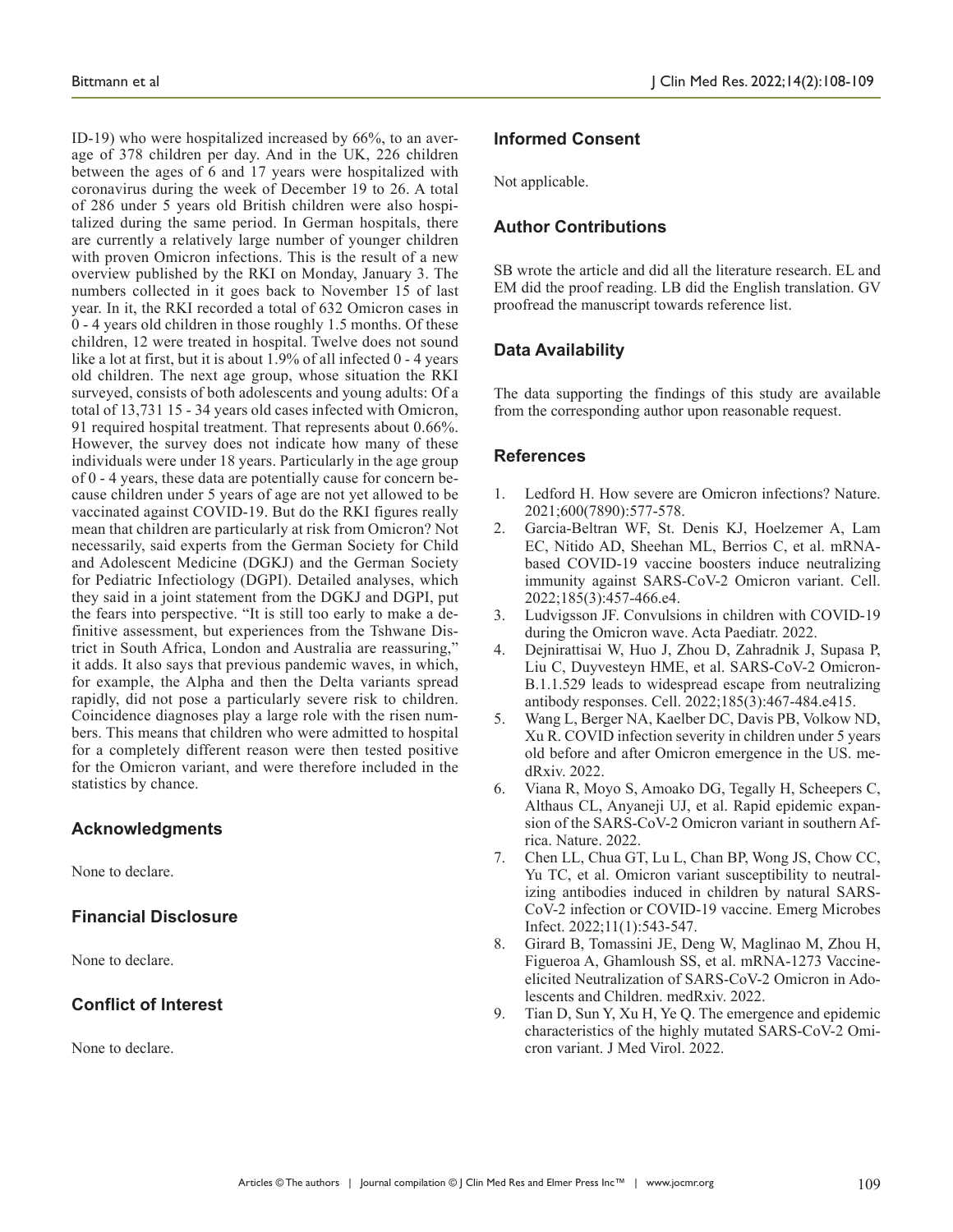ID-19) who were hospitalized increased by 66%, to an average of 378 children per day. And in the UK, 226 children between the ages of 6 and 17 years were hospitalized with coronavirus during the week of December 19 to 26. A total of 286 under 5 years old British children were also hospitalized during the same period. In German hospitals, there are currently a relatively large number of younger children with proven Omicron infections. This is the result of a new overview published by the RKI on Monday, January 3. The numbers collected in it goes back to November 15 of last year. In it, the RKI recorded a total of 632 Omicron cases in 0 - 4 years old children in those roughly 1.5 months. Of these children, 12 were treated in hospital. Twelve does not sound like a lot at first, but it is about 1.9% of all infected 0 - 4 years old children. The next age group, whose situation the RKI surveyed, consists of both adolescents and young adults: Of a total of 13,731 15 - 34 years old cases infected with Omicron, 91 required hospital treatment. That represents about 0.66%. However, the survey does not indicate how many of these individuals were under 18 years. Particularly in the age group of 0 - 4 years, these data are potentially cause for concern because children under 5 years of age are not yet allowed to be vaccinated against COVID-19. But do the RKI figures really mean that children are particularly at risk from Omicron? Not necessarily, said experts from the German Society for Child and Adolescent Medicine (DGKJ) and the German Society for Pediatric Infectiology (DGPI). Detailed analyses, which they said in a joint statement from the DGKJ and DGPI, put the fears into perspective. "It is still too early to make a definitive assessment, but experiences from the Tshwane District in South Africa, London and Australia are reassuring," it adds. It also says that previous pandemic waves, in which, for example, the Alpha and then the Delta variants spread rapidly, did not pose a particularly severe risk to children. Coincidence diagnoses play a large role with the risen numbers. This means that children who were admitted to hospital for a completely different reason were then tested positive for the Omicron variant, and were therefore included in the statistics by chance.

## Acknowledgments

None to declare.

## Financial Disclosure

None to declare.

## Conflict of Interest

None to declare.

## Informed Consent

Not applicable.

## Author Contributions

SB wrote the article and did all the literature research. EL and EM did the proof reading. LB did the English translation. GV proofread the manuscript towards reference list.

## Data Availability

The data supporting the findings of this study are available from the corresponding author upon reasonable request.

## References

1. Ledford H. How severe are Omicron infections? Nature. 2021;600(7890):577-578.
2. Garcia-Beltran WF, St. Denis KJ, Hoelzemer A, Lam EC, Nitido AD, Sheehan ML, Berrios C, et al. mRNA-based COVID-19 vaccine boosters induce neutralizing immunity against SARS-CoV-2 Omicron variant. Cell. 2022;185(3):457-466.e4.
3. Ludvigsson JF. Convulsions in children with COVID-19 during the Omicron wave. Acta Paediatr. 2022.
4. Dejnirattisai W, Huo J, Zhou D, Zahradnik J, Supasa P, Liu C, Duyvesteyn HME, et al. SARS-CoV-2 Omicron-B.1.1.529 leads to widespread escape from neutralizing antibody responses. Cell. 2022;185(3):467-484.e415.
5. Wang L, Berger NA, Kaelber DC, Davis PB, Volkow ND, Xu R. COVID infection severity in children under 5 years old before and after Omicron emergence in the US. medRxiv. 2022.
6. Viana R, Moyo S, Amoako DG, Tegally H, Scheepers C, Althaus CL, Anyaneji UJ, et al. Rapid epidemic expansion of the SARS-CoV-2 Omicron variant in southern Africa. Nature. 2022.
7. Chen LL, Chua GT, Lu L, Chan BP, Wong JS, Chow CC, Yu TC, et al. Omicron variant susceptibility to neutralizing antibodies induced in children by natural SARS-CoV-2 infection or COVID-19 vaccine. Emerg Microbes Infect. 2022;11(1):543-547.
8. Girard B, Tomassini JE, Deng W, Maglinao M, Zhou H, Figueroa A, Ghamloush SS, et al. mRNA-1273 Vaccine-elicited Neutralization of SARS-CoV-2 Omicron in Adolescents and Children. medRxiv. 2022.
9. Tian D, Sun Y, Xu H, Ye Q. The emergence and epidemic characteristics of the highly mutated SARS-CoV-2 Omicron variant. J Med Virol. 2022.